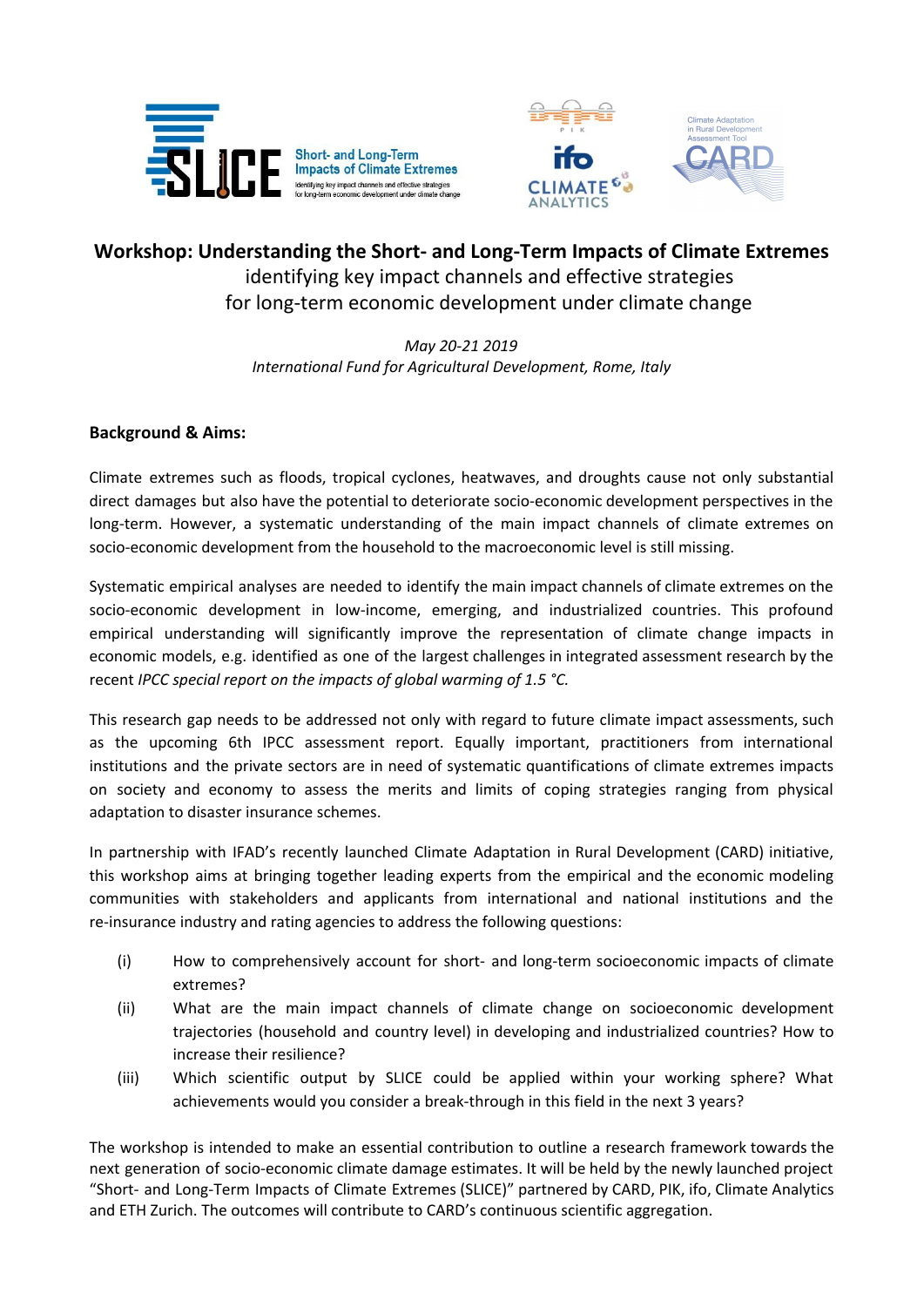# Workshop: Understanding the Short- and Long-Term Impacts of Climate Extremes

identifying key impact channels and effective strategies
for long-term economic development under climate change

*May 20-21 2019*
*International Fund for Agricultural Development, Rome, Italy*

**Background & Aims:**

Climate extremes such as floods, tropical cyclones, heatwaves, and droughts cause not only substantial direct damages but also have the potential to deteriorate socio-economic development perspectives in the long-term. However, a systematic understanding of the main impact channels of climate extremes on socio-economic development from the household to the macroeconomic level is still missing.

Systematic empirical analyses are needed to identify the main impact channels of climate extremes on the socio-economic development in low-income, emerging, and industrialized countries. This profound empirical understanding will significantly improve the representation of climate change impacts in economic models, e.g. identified as one of the largest challenges in integrated assessment research by the recent *IPCC special report on the impacts of global warming of 1.5 °C.*

This research gap needs to be addressed not only with regard to future climate impact assessments, such as the upcoming 6th IPCC assessment report. Equally important, practitioners from international institutions and the private sectors are in need of systematic quantifications of climate extremes impacts on society and economy to assess the merits and limits of coping strategies ranging from physical adaptation to disaster insurance schemes.

In partnership with IFAD's recently launched Climate Adaptation in Rural Development (CARD) initiative, this workshop aims at bringing together leading experts from the empirical and the economic modeling communities with stakeholders and applicants from international and national institutions and the re-insurance industry and rating agencies to address the following questions:

(i) How to comprehensively account for short- and long-term socioeconomic impacts of climate extremes?

(ii) What are the main impact channels of climate change on socioeconomic development trajectories (household and country level) in developing and industrialized countries? How to increase their resilience?

(iii) Which scientific output by SLICE could be applied within your working sphere? What achievements would you consider a break-through in this field in the next 3 years?

The workshop is intended to make an essential contribution to outline a research framework towards the next generation of socio-economic climate damage estimates. It will be held by the newly launched project "Short- and Long-Term Impacts of Climate Extremes (SLICE)" partnered by CARD, PIK, ifo, Climate Analytics and ETH Zurich. The outcomes will contribute to CARD's continuous scientific aggregation.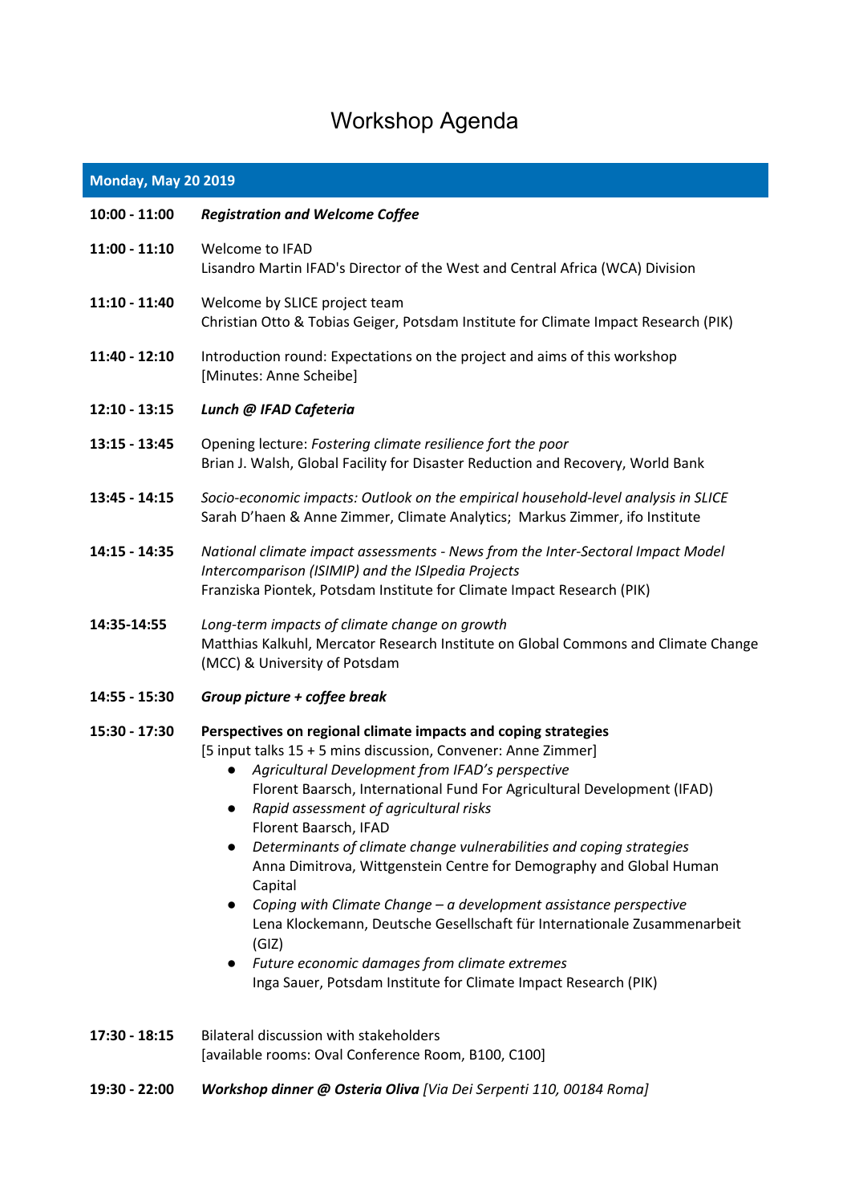# Workshop Agenda

## Monday, May 20 2019

**10:00 - 11:00** ***Registration and Welcome Coffee***

**11:00 - 11:10** Welcome to IFAD
Lisandro Martin IFAD's Director of the West and Central Africa (WCA) Division

**11:10 - 11:40** Welcome by SLICE project team
Christian Otto & Tobias Geiger, Potsdam Institute for Climate Impact Research (PIK)

**11:40 - 12:10** Introduction round: Expectations on the project and aims of this workshop
[Minutes: Anne Scheibe]

**12:10 - 13:15** ***Lunch @ IFAD Cafeteria***

**13:15 - 13:45** Opening lecture: *Fostering climate resilience fort the poor*
Brian J. Walsh, Global Facility for Disaster Reduction and Recovery, World Bank

**13:45 - 14:15** *Socio-economic impacts: Outlook on the empirical household-level analysis in SLICE*
Sarah D'haen & Anne Zimmer, Climate Analytics; Markus Zimmer, ifo Institute

**14:15 - 14:35** *National climate impact assessments - News from the Inter-Sectoral Impact Model Intercomparison (ISIMIP) and the ISIpedia Projects*
Franziska Piontek, Potsdam Institute for Climate Impact Research (PIK)

**14:35-14:55** *Long-term impacts of climate change on growth*
Matthias Kalkuhl, Mercator Research Institute on Global Commons and Climate Change (MCC) & University of Potsdam

**14:55 - 15:30** ***Group picture + coffee break***

**15:30 - 17:30** **Perspectives on regional climate impacts and coping strategies**
[5 input talks 15 + 5 mins discussion, Convener: Anne Zimmer]

- *Agricultural Development from IFAD's perspective*
  Florent Baarsch, International Fund For Agricultural Development (IFAD)
- *Rapid assessment of agricultural risks*
  Florent Baarsch, IFAD
- *Determinants of climate change vulnerabilities and coping strategies*
  Anna Dimitrova, Wittgenstein Centre for Demography and Global Human Capital
- *Coping with Climate Change – a development assistance perspective*
  Lena Klockemann, Deutsche Gesellschaft für Internationale Zusammenarbeit (GIZ)
- *Future economic damages from climate extremes*
  Inga Sauer, Potsdam Institute for Climate Impact Research (PIK)

**17:30 - 18:15** Bilateral discussion with stakeholders
[available rooms: Oval Conference Room, B100, C100]

**19:30 - 22:00** ***Workshop dinner @ Osteria Oliva*** *[Via Dei Serpenti 110, 00184 Roma]*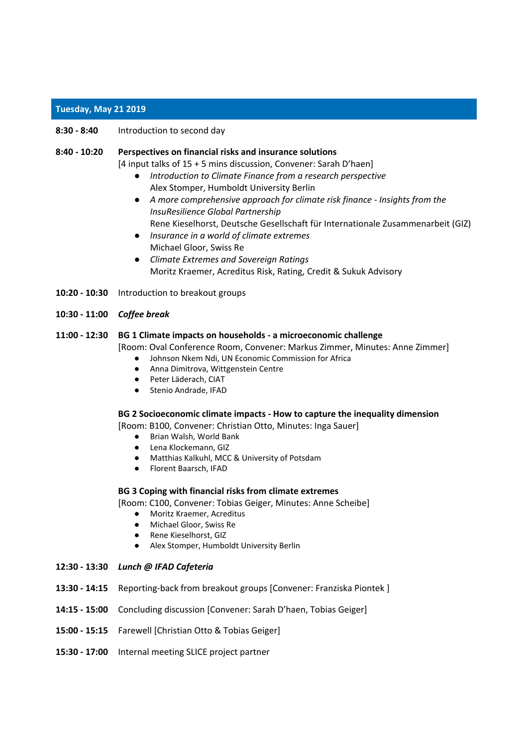## Tuesday, May 21 2019

**8:30 - 8:40** Introduction to second day

**8:40 - 10:20** **Perspectives on financial risks and insurance solutions**
[4 input talks of 15 + 5 mins discussion, Convener: Sarah D'haen]

- *Introduction to Climate Finance from a research perspective*
  Alex Stomper, Humboldt University Berlin
- *A more comprehensive approach for climate risk finance - Insights from the InsuResilience Global Partnership*
  Rene Kieselhorst, Deutsche Gesellschaft für Internationale Zusammenarbeit (GIZ)
- *Insurance in a world of climate extremes*
  Michael Gloor, Swiss Re
- *Climate Extremes and Sovereign Ratings*
  Moritz Kraemer, Acreditus Risk, Rating, Credit & Sukuk Advisory

**10:20 - 10:30** Introduction to breakout groups

**10:30 - 11:00** ***Coffee break***

**11:00 - 12:30** **BG 1 Climate impacts on households - a microeconomic challenge**
[Room: Oval Conference Room, Convener: Markus Zimmer, Minutes: Anne Zimmer]

- Johnson Nkem Ndi, UN Economic Commission for Africa
- Anna Dimitrova, Wittgenstein Centre
- Peter Läderach, CIAT
- Stenio Andrade, IFAD

**BG 2 Socioeconomic climate impacts - How to capture the inequality dimension**
[Room: B100, Convener: Christian Otto, Minutes: Inga Sauer]

- Brian Walsh, World Bank
- Lena Klockemann, GIZ
- Matthias Kalkuhl, MCC & University of Potsdam
- Florent Baarsch, IFAD

**BG 3 Coping with financial risks from climate extremes**
[Room: C100, Convener: Tobias Geiger, Minutes: Anne Scheibe]

- Moritz Kraemer, Acreditus
- Michael Gloor, Swiss Re
- Rene Kieselhorst, GIZ
- Alex Stomper, Humboldt University Berlin

**12:30 - 13:30** ***Lunch @ IFAD Cafeteria***

**13:30 - 14:15** Reporting-back from breakout groups [Convener: Franziska Piontek ]

**14:15 - 15:00** Concluding discussion [Convener: Sarah D'haen, Tobias Geiger]

**15:00 - 15:15** Farewell [Christian Otto & Tobias Geiger]

**15:30 - 17:00** Internal meeting SLICE project partner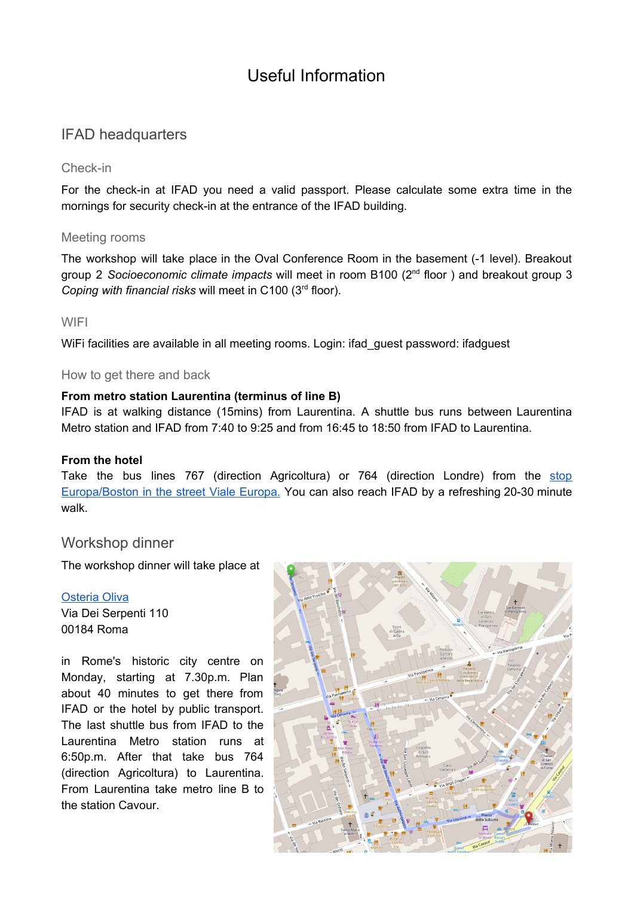# Useful Information

## IFAD headquarters

### Check-in

For the check-in at IFAD you need a valid passport. Please calculate some extra time in the mornings for security check-in at the entrance of the IFAD building.

### Meeting rooms

The workshop will take place in the Oval Conference Room in the basement (-1 level). Breakout group 2 *Socioeconomic climate impacts* will meet in room B100 (2nd floor ) and breakout group 3 *Coping with financial risks* will meet in C100 (3rd floor).

### WIFI

WiFi facilities are available in all meeting rooms. Login: ifad_guest password: ifadguest

### How to get there and back

**From metro station Laurentina (terminus of line B)**
IFAD is at walking distance (15mins) from Laurentina. A shuttle bus runs between Laurentina Metro station and IFAD from 7:40 to 9:25 and from 16:45 to 18:50 from IFAD to Laurentina.

**From the hotel**
Take the bus lines 767 (direction Agricoltura) or 764 (direction Londre) from the stop Europa/Boston in the street Viale Europa. You can also reach IFAD by a refreshing 20-30 minute walk.

## Workshop dinner

The workshop dinner will take place at

Osteria Oliva
Via Dei Serpenti 110
00184 Roma

in Rome's historic city centre on Monday, starting at 7.30p.m. Plan about 40 minutes to get there from IFAD or the hotel by public transport. The last shuttle bus from IFAD to the Laurentina Metro station runs at 6:50p.m. After that take bus 764 (direction Agricoltura) to Laurentina. From Laurentina take metro line B to the station Cavour.